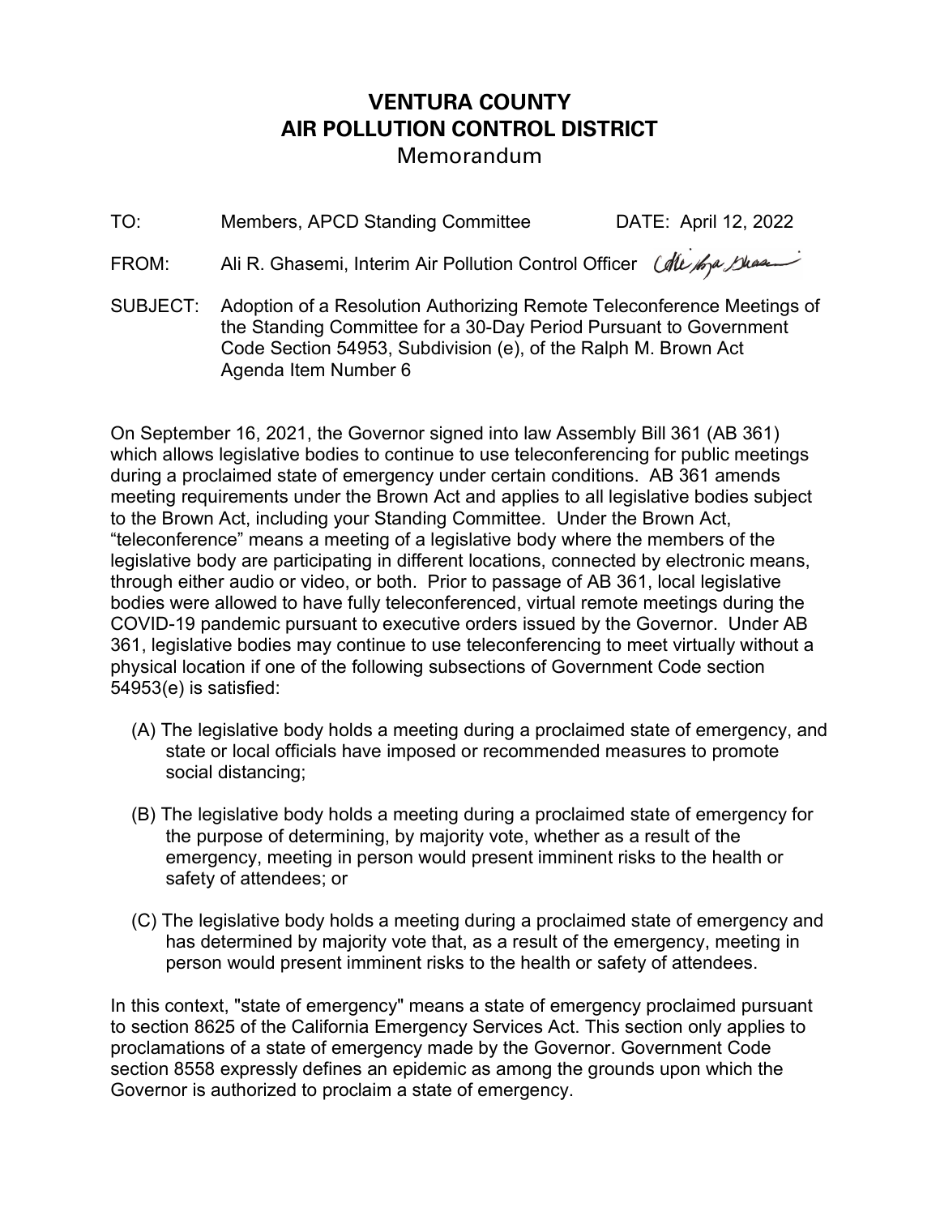# VENTURA COUNTY
# AIR POLLUTION CONTROL DISTRICT
## Memorandum

TO: Members, APCD Standing Committee DATE: April 12, 2022

FROM: Ali R. Ghasemi, Interim Air Pollution Control Officer

SUBJECT: Adoption of a Resolution Authorizing Remote Teleconference Meetings of the Standing Committee for a 30-Day Period Pursuant to Government Code Section 54953, Subdivision (e), of the Ralph M. Brown Act
Agenda Item Number 6

On September 16, 2021, the Governor signed into law Assembly Bill 361 (AB 361) which allows legislative bodies to continue to use teleconferencing for public meetings during a proclaimed state of emergency under certain conditions. AB 361 amends meeting requirements under the Brown Act and applies to all legislative bodies subject to the Brown Act, including your Standing Committee. Under the Brown Act, "teleconference" means a meeting of a legislative body where the members of the legislative body are participating in different locations, connected by electronic means, through either audio or video, or both. Prior to passage of AB 361, local legislative bodies were allowed to have fully teleconferenced, virtual remote meetings during the COVID-19 pandemic pursuant to executive orders issued by the Governor. Under AB 361, legislative bodies may continue to use teleconferencing to meet virtually without a physical location if one of the following subsections of Government Code section 54953(e) is satisfied:

(A) The legislative body holds a meeting during a proclaimed state of emergency, and state or local officials have imposed or recommended measures to promote social distancing;

(B) The legislative body holds a meeting during a proclaimed state of emergency for the purpose of determining, by majority vote, whether as a result of the emergency, meeting in person would present imminent risks to the health or safety of attendees; or

(C) The legislative body holds a meeting during a proclaimed state of emergency and has determined by majority vote that, as a result of the emergency, meeting in person would present imminent risks to the health or safety of attendees.

In this context, "state of emergency" means a state of emergency proclaimed pursuant to section 8625 of the California Emergency Services Act. This section only applies to proclamations of a state of emergency made by the Governor. Government Code section 8558 expressly defines an epidemic as among the grounds upon which the Governor is authorized to proclaim a state of emergency.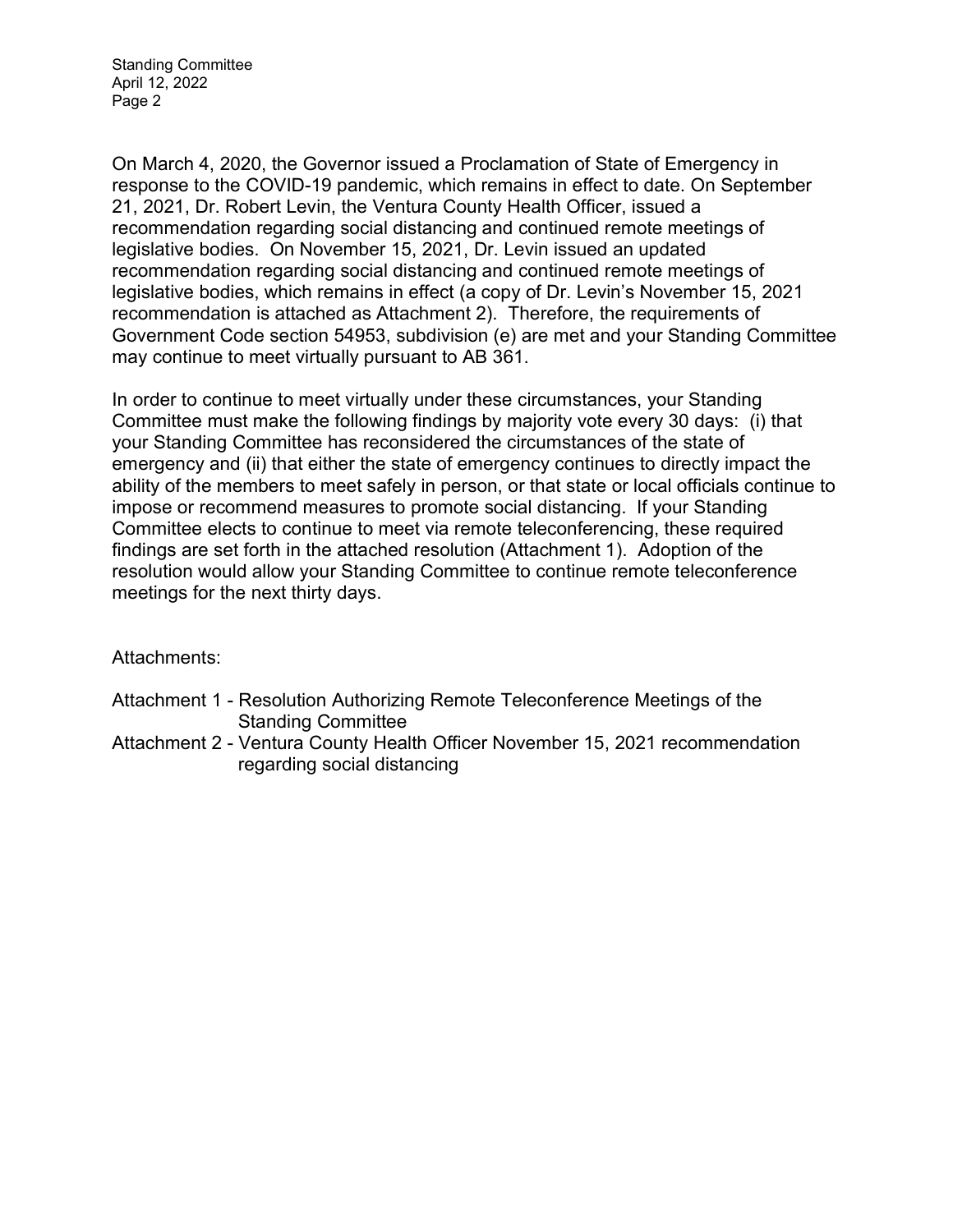On March 4, 2020, the Governor issued a Proclamation of State of Emergency in response to the COVID-19 pandemic, which remains in effect to date. On September 21, 2021, Dr. Robert Levin, the Ventura County Health Officer, issued a recommendation regarding social distancing and continued remote meetings of legislative bodies. On November 15, 2021, Dr. Levin issued an updated recommendation regarding social distancing and continued remote meetings of legislative bodies, which remains in effect (a copy of Dr. Levin's November 15, 2021 recommendation is attached as Attachment 2). Therefore, the requirements of Government Code section 54953, subdivision (e) are met and your Standing Committee may continue to meet virtually pursuant to AB 361.

In order to continue to meet virtually under these circumstances, your Standing Committee must make the following findings by majority vote every 30 days: (i) that your Standing Committee has reconsidered the circumstances of the state of emergency and (ii) that either the state of emergency continues to directly impact the ability of the members to meet safely in person, or that state or local officials continue to impose or recommend measures to promote social distancing. If your Standing Committee elects to continue to meet via remote teleconferencing, these required findings are set forth in the attached resolution (Attachment 1). Adoption of the resolution would allow your Standing Committee to continue remote teleconference meetings for the next thirty days.

Attachments:

Attachment 1 - Resolution Authorizing Remote Teleconference Meetings of the Standing Committee

Attachment 2 - Ventura County Health Officer November 15, 2021 recommendation regarding social distancing